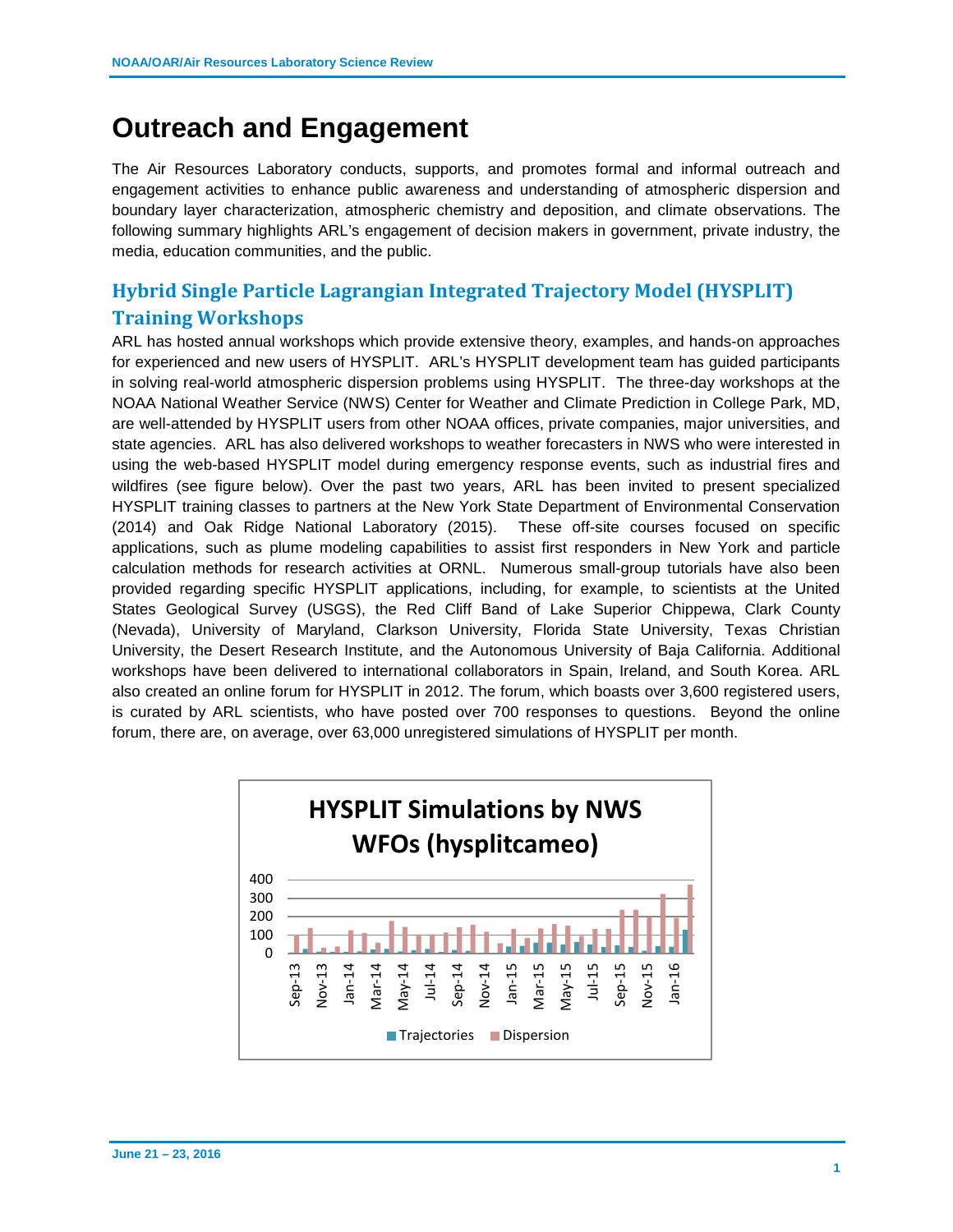# Outreach and Engagement

The Air Resources Laboratory conducts, supports, and promotes formal and informal outreach and engagement activities to enhance public awareness and understanding of atmospheric dispersion and boundary layer characterization, atmospheric chemistry and deposition, and climate observations. The following summary highlights ARL's engagement of decision makers in government, private industry, the media, education communities, and the public.

## Hybrid Single Particle Lagrangian Integrated Trajectory Model (HYSPLIT) Training Workshops

ARL has hosted annual workshops which provide extensive theory, examples, and hands-on approaches for experienced and new users of HYSPLIT. ARL's HYSPLIT development team has guided participants in solving real-world atmospheric dispersion problems using HYSPLIT. The three-day workshops at the NOAA National Weather Service (NWS) Center for Weather and Climate Prediction in College Park, MD, are well-attended by HYSPLIT users from other NOAA offices, private companies, major universities, and state agencies. ARL has also delivered workshops to weather forecasters in NWS who were interested in using the web-based HYSPLIT model during emergency response events, such as industrial fires and wildfires (see figure below). Over the past two years, ARL has been invited to present specialized HYSPLIT training classes to partners at the New York State Department of Environmental Conservation (2014) and Oak Ridge National Laboratory (2015). These off-site courses focused on specific applications, such as plume modeling capabilities to assist first responders in New York and particle calculation methods for research activities at ORNL. Numerous small-group tutorials have also been provided regarding specific HYSPLIT applications, including, for example, to scientists at the United States Geological Survey (USGS), the Red Cliff Band of Lake Superior Chippewa, Clark County (Nevada), University of Maryland, Clarkson University, Florida State University, Texas Christian University, the Desert Research Institute, and the Autonomous University of Baja California. Additional workshops have been delivered to international collaborators in Spain, Ireland, and South Korea. ARL also created an online forum for HYSPLIT in 2012. The forum, which boasts over 3,600 registered users, is curated by ARL scientists, who have posted over 700 responses to questions. Beyond the online forum, there are, on average, over 63,000 unregistered simulations of HYSPLIT per month.

**HYSPLIT Simulations by NWS WFOs (hysplitcameo)**

[Bar chart: monthly counts (0–400) of Trajectories and Dispersion simulations, Sep-13 through Feb-16]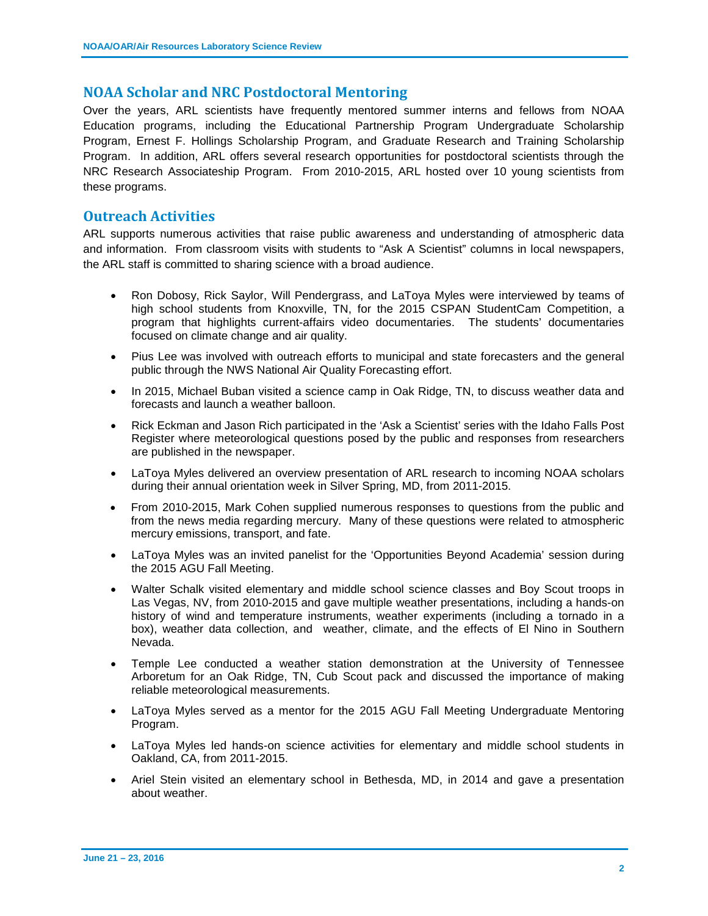## NOAA Scholar and NRC Postdoctoral Mentoring

Over the years, ARL scientists have frequently mentored summer interns and fellows from NOAA Education programs, including the Educational Partnership Program Undergraduate Scholarship Program, Ernest F. Hollings Scholarship Program, and Graduate Research and Training Scholarship Program. In addition, ARL offers several research opportunities for postdoctoral scientists through the NRC Research Associateship Program. From 2010-2015, ARL hosted over 10 young scientists from these programs.

## Outreach Activities

ARL supports numerous activities that raise public awareness and understanding of atmospheric data and information. From classroom visits with students to "Ask A Scientist" columns in local newspapers, the ARL staff is committed to sharing science with a broad audience.

- Ron Dobosy, Rick Saylor, Will Pendergrass, and LaToya Myles were interviewed by teams of high school students from Knoxville, TN, for the 2015 CSPAN StudentCam Competition, a program that highlights current-affairs video documentaries. The students' documentaries focused on climate change and air quality.
- Pius Lee was involved with outreach efforts to municipal and state forecasters and the general public through the NWS National Air Quality Forecasting effort.
- In 2015, Michael Buban visited a science camp in Oak Ridge, TN, to discuss weather data and forecasts and launch a weather balloon.
- Rick Eckman and Jason Rich participated in the 'Ask a Scientist' series with the Idaho Falls Post Register where meteorological questions posed by the public and responses from researchers are published in the newspaper.
- LaToya Myles delivered an overview presentation of ARL research to incoming NOAA scholars during their annual orientation week in Silver Spring, MD, from 2011-2015.
- From 2010-2015, Mark Cohen supplied numerous responses to questions from the public and from the news media regarding mercury. Many of these questions were related to atmospheric mercury emissions, transport, and fate.
- LaToya Myles was an invited panelist for the 'Opportunities Beyond Academia' session during the 2015 AGU Fall Meeting.
- Walter Schalk visited elementary and middle school science classes and Boy Scout troops in Las Vegas, NV, from 2010-2015 and gave multiple weather presentations, including a hands-on history of wind and temperature instruments, weather experiments (including a tornado in a box), weather data collection, and weather, climate, and the effects of El Nino in Southern Nevada.
- Temple Lee conducted a weather station demonstration at the University of Tennessee Arboretum for an Oak Ridge, TN, Cub Scout pack and discussed the importance of making reliable meteorological measurements.
- LaToya Myles served as a mentor for the 2015 AGU Fall Meeting Undergraduate Mentoring Program.
- LaToya Myles led hands-on science activities for elementary and middle school students in Oakland, CA, from 2011-2015.
- Ariel Stein visited an elementary school in Bethesda, MD, in 2014 and gave a presentation about weather.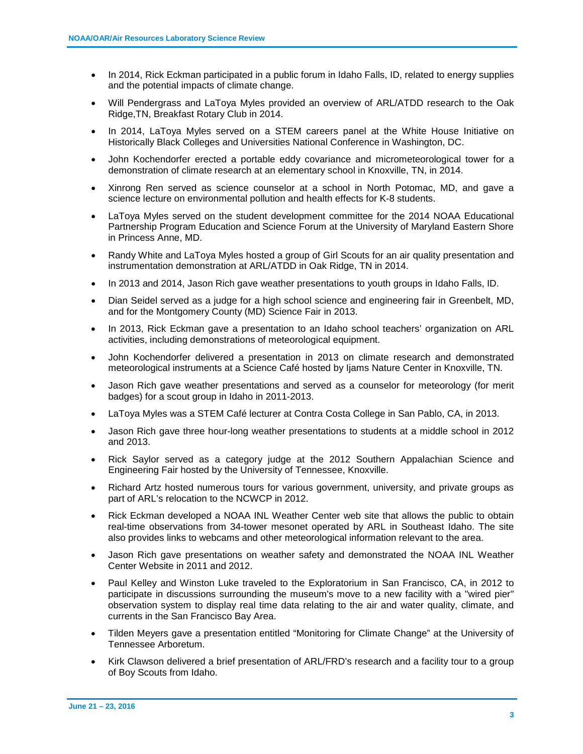- In 2014, Rick Eckman participated in a public forum in Idaho Falls, ID, related to energy supplies and the potential impacts of climate change.
- Will Pendergrass and LaToya Myles provided an overview of ARL/ATDD research to the Oak Ridge,TN, Breakfast Rotary Club in 2014.
- In 2014, LaToya Myles served on a STEM careers panel at the White House Initiative on Historically Black Colleges and Universities National Conference in Washington, DC.
- John Kochendorfer erected a portable eddy covariance and micrometeorological tower for a demonstration of climate research at an elementary school in Knoxville, TN, in 2014.
- Xinrong Ren served as science counselor at a school in North Potomac, MD, and gave a science lecture on environmental pollution and health effects for K-8 students.
- LaToya Myles served on the student development committee for the 2014 NOAA Educational Partnership Program Education and Science Forum at the University of Maryland Eastern Shore in Princess Anne, MD.
- Randy White and LaToya Myles hosted a group of Girl Scouts for an air quality presentation and instrumentation demonstration at ARL/ATDD in Oak Ridge, TN in 2014.
- In 2013 and 2014, Jason Rich gave weather presentations to youth groups in Idaho Falls, ID.
- Dian Seidel served as a judge for a high school science and engineering fair in Greenbelt, MD, and for the Montgomery County (MD) Science Fair in 2013.
- In 2013, Rick Eckman gave a presentation to an Idaho school teachers' organization on ARL activities, including demonstrations of meteorological equipment.
- John Kochendorfer delivered a presentation in 2013 on climate research and demonstrated meteorological instruments at a Science Café hosted by Ijams Nature Center in Knoxville, TN.
- Jason Rich gave weather presentations and served as a counselor for meteorology (for merit badges) for a scout group in Idaho in 2011-2013.
- LaToya Myles was a STEM Café lecturer at Contra Costa College in San Pablo, CA, in 2013.
- Jason Rich gave three hour-long weather presentations to students at a middle school in 2012 and 2013.
- Rick Saylor served as a category judge at the 2012 Southern Appalachian Science and Engineering Fair hosted by the University of Tennessee, Knoxville.
- Richard Artz hosted numerous tours for various government, university, and private groups as part of ARL's relocation to the NCWCP in 2012.
- Rick Eckman developed a NOAA INL Weather Center web site that allows the public to obtain real-time observations from 34-tower mesonet operated by ARL in Southeast Idaho. The site also provides links to webcams and other meteorological information relevant to the area.
- Jason Rich gave presentations on weather safety and demonstrated the NOAA INL Weather Center Website in 2011 and 2012.
- Paul Kelley and Winston Luke traveled to the Exploratorium in San Francisco, CA, in 2012 to participate in discussions surrounding the museum's move to a new facility with a "wired pier" observation system to display real time data relating to the air and water quality, climate, and currents in the San Francisco Bay Area.
- Tilden Meyers gave a presentation entitled "Monitoring for Climate Change" at the University of Tennessee Arboretum.
- Kirk Clawson delivered a brief presentation of ARL/FRD's research and a facility tour to a group of Boy Scouts from Idaho.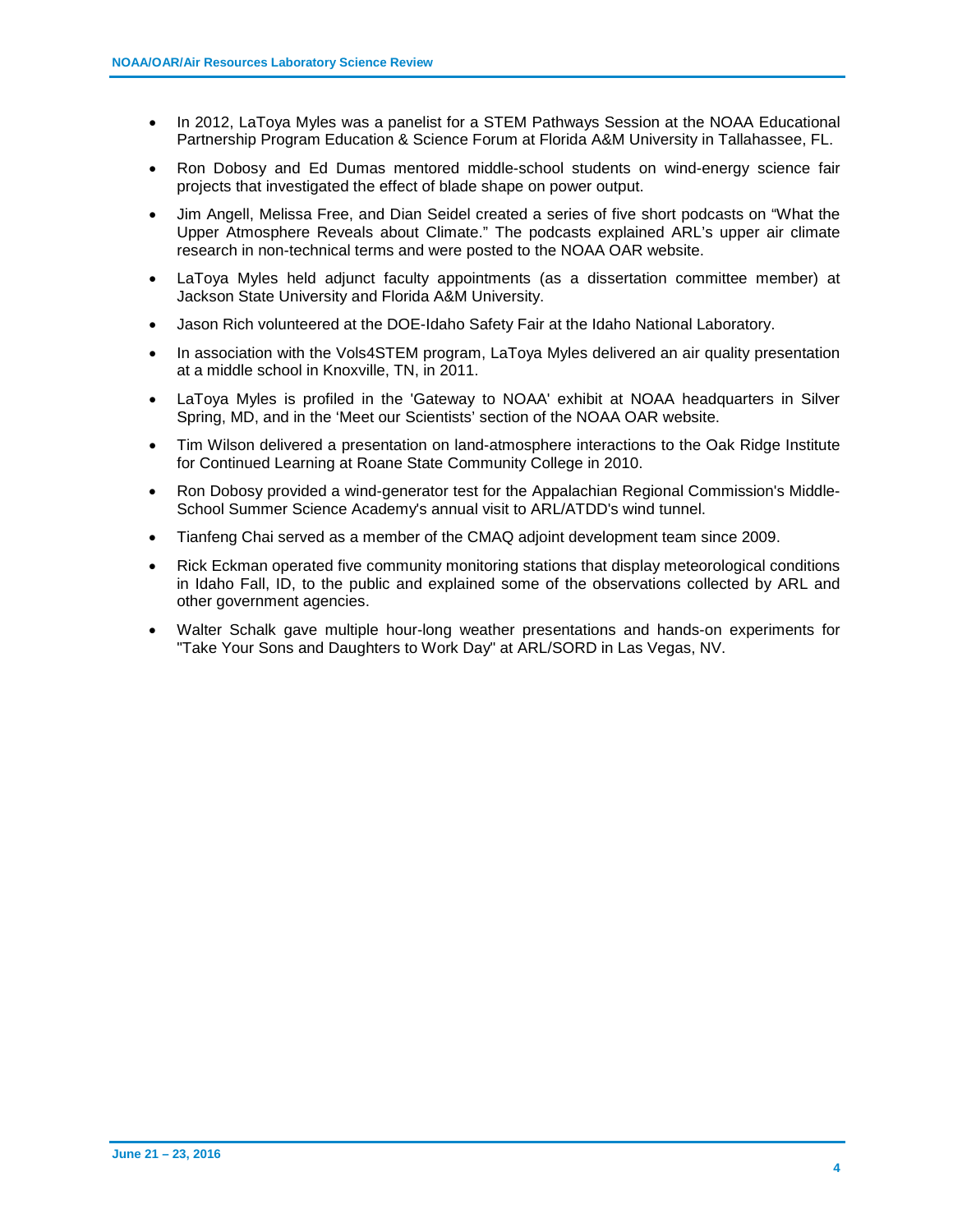- In 2012, LaToya Myles was a panelist for a STEM Pathways Session at the NOAA Educational Partnership Program Education & Science Forum at Florida A&M University in Tallahassee, FL.
- Ron Dobosy and Ed Dumas mentored middle-school students on wind-energy science fair projects that investigated the effect of blade shape on power output.
- Jim Angell, Melissa Free, and Dian Seidel created a series of five short podcasts on "What the Upper Atmosphere Reveals about Climate." The podcasts explained ARL's upper air climate research in non-technical terms and were posted to the NOAA OAR website.
- LaToya Myles held adjunct faculty appointments (as a dissertation committee member) at Jackson State University and Florida A&M University.
- Jason Rich volunteered at the DOE-Idaho Safety Fair at the Idaho National Laboratory.
- In association with the Vols4STEM program, LaToya Myles delivered an air quality presentation at a middle school in Knoxville, TN, in 2011.
- LaToya Myles is profiled in the 'Gateway to NOAA' exhibit at NOAA headquarters in Silver Spring, MD, and in the 'Meet our Scientists' section of the NOAA OAR website.
- Tim Wilson delivered a presentation on land-atmosphere interactions to the Oak Ridge Institute for Continued Learning at Roane State Community College in 2010.
- Ron Dobosy provided a wind-generator test for the Appalachian Regional Commission's Middle-School Summer Science Academy's annual visit to ARL/ATDD's wind tunnel.
- Tianfeng Chai served as a member of the CMAQ adjoint development team since 2009.
- Rick Eckman operated five community monitoring stations that display meteorological conditions in Idaho Fall, ID, to the public and explained some of the observations collected by ARL and other government agencies.
- Walter Schalk gave multiple hour-long weather presentations and hands-on experiments for "Take Your Sons and Daughters to Work Day" at ARL/SORD in Las Vegas, NV.